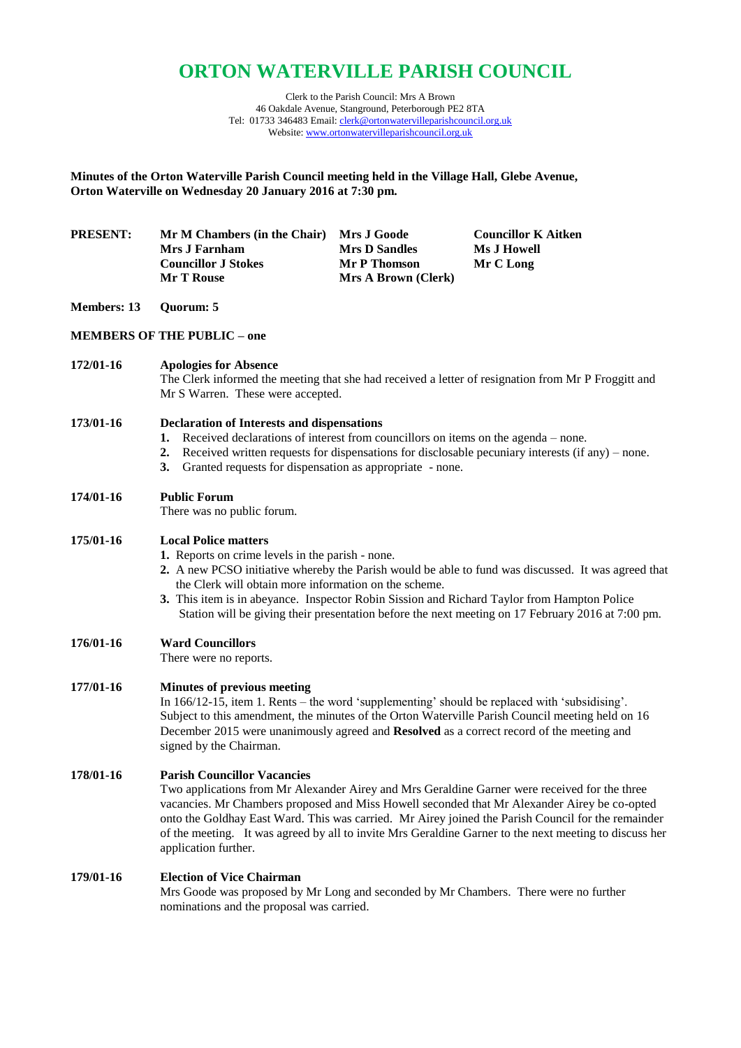# ORTON WATERVILLE PARISH COUNCIL

Clerk to the Parish Council: Mrs A Brown
46 Oakdale Avenue, Stanground, Peterborough PE2 8TA
Tel: 01733 346483 Email: clerk@ortonwatervilleparishcouncil.org.uk
Website: www.ortonwatervilleparishcouncil.org.uk

**Minutes of the Orton Waterville Parish Council meeting held in the Village Hall, Glebe Avenue, Orton Waterville on Wednesday 20 January 2016 at 7:30 pm.**

| **PRESENT:** | **Mr M Chambers (in the Chair)** | **Mrs J Goode** | **Councillor K Aitken** |
|---|---|---|---|
| | **Mrs J Farnham** | **Mrs D Sandles** | **Ms J Howell** |
| | **Councillor J Stokes** | **Mr P Thomson** | **Mr C Long** |
| | **Mr T Rouse** | **Mrs A Brown (Clerk)** | |

**Members: 13 Quorum: 5**

**MEMBERS OF THE PUBLIC – one**

**172/01-16 Apologies for Absence**

The Clerk informed the meeting that she had received a letter of resignation from Mr P Froggitt and Mr S Warren. These were accepted.

**173/01-16 Declaration of Interests and dispensations**

1. Received declarations of interest from councillors on items on the agenda – none.
2. Received written requests for dispensations for disclosable pecuniary interests (if any) – none.
3. Granted requests for dispensation as appropriate - none.

**174/01-16 Public Forum**

There was no public forum.

**175/01-16 Local Police matters**

1. Reports on crime levels in the parish - none.
2. A new PCSO initiative whereby the Parish would be able to fund was discussed. It was agreed that the Clerk will obtain more information on the scheme.
3. This item is in abeyance. Inspector Robin Sission and Richard Taylor from Hampton Police Station will be giving their presentation before the next meeting on 17 February 2016 at 7:00 pm.

**176/01-16 Ward Councillors**

There were no reports.

**177/01-16 Minutes of previous meeting**

In 166/12-15, item 1. Rents – the word 'supplementing' should be replaced with 'subsidising'. Subject to this amendment, the minutes of the Orton Waterville Parish Council meeting held on 16 December 2015 were unanimously agreed and **Resolved** as a correct record of the meeting and signed by the Chairman.

**178/01-16 Parish Councillor Vacancies**

Two applications from Mr Alexander Airey and Mrs Geraldine Garner were received for the three vacancies. Mr Chambers proposed and Miss Howell seconded that Mr Alexander Airey be co-opted onto the Goldhay East Ward. This was carried. Mr Airey joined the Parish Council for the remainder of the meeting. It was agreed by all to invite Mrs Geraldine Garner to the next meeting to discuss her application further.

**179/01-16 Election of Vice Chairman**

Mrs Goode was proposed by Mr Long and seconded by Mr Chambers. There were no further nominations and the proposal was carried.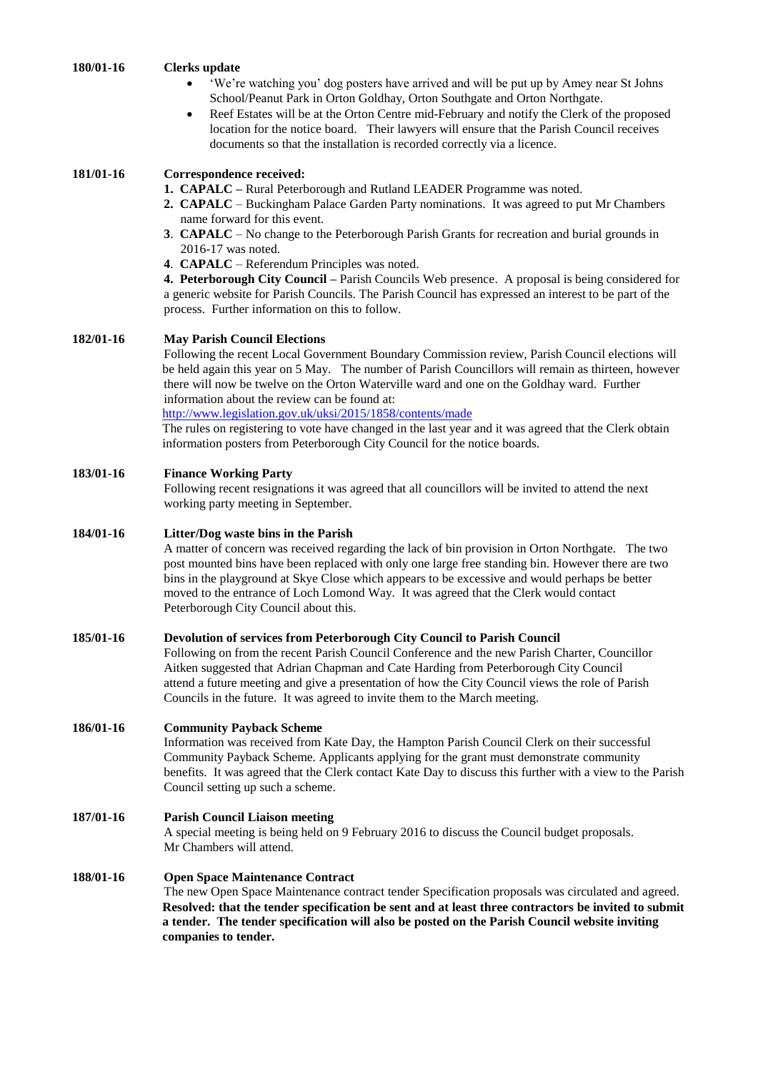**180/01-16** **Clerks update**

- 'We're watching you' dog posters have arrived and will be put up by Amey near St Johns School/Peanut Park in Orton Goldhay, Orton Southgate and Orton Northgate.
- Reef Estates will be at the Orton Centre mid-February and notify the Clerk of the proposed location for the notice board. Their lawyers will ensure that the Parish Council receives documents so that the installation is recorded correctly via a licence.

**181/01-16** **Correspondence received:**

1. **CAPALC –** Rural Peterborough and Rutland LEADER Programme was noted.
2. **CAPALC** – Buckingham Palace Garden Party nominations. It was agreed to put Mr Chambers name forward for this event.
3. **CAPALC** – No change to the Peterborough Parish Grants for recreation and burial grounds in 2016-17 was noted.
4. **CAPALC** – Referendum Principles was noted.

**4. Peterborough City Council –** Parish Councils Web presence. A proposal is being considered for a generic website for Parish Councils. The Parish Council has expressed an interest to be part of the process. Further information on this to follow.

**182/01-16** **May Parish Council Elections**

Following the recent Local Government Boundary Commission review, Parish Council elections will be held again this year on 5 May. The number of Parish Councillors will remain as thirteen, however there will now be twelve on the Orton Waterville ward and one on the Goldhay ward. Further information about the review can be found at:
http://www.legislation.gov.uk/uksi/2015/1858/contents/made
The rules on registering to vote have changed in the last year and it was agreed that the Clerk obtain information posters from Peterborough City Council for the notice boards.

**183/01-16** **Finance Working Party**

Following recent resignations it was agreed that all councillors will be invited to attend the next working party meeting in September.

**184/01-16** **Litter/Dog waste bins in the Parish**

A matter of concern was received regarding the lack of bin provision in Orton Northgate. The two post mounted bins have been replaced with only one large free standing bin. However there are two bins in the playground at Skye Close which appears to be excessive and would perhaps be better moved to the entrance of Loch Lomond Way. It was agreed that the Clerk would contact Peterborough City Council about this.

**185/01-16** **Devolution of services from Peterborough City Council to Parish Council**

Following on from the recent Parish Council Conference and the new Parish Charter, Councillor Aitken suggested that Adrian Chapman and Cate Harding from Peterborough City Council attend a future meeting and give a presentation of how the City Council views the role of Parish Councils in the future. It was agreed to invite them to the March meeting.

**186/01-16** **Community Payback Scheme**

Information was received from Kate Day, the Hampton Parish Council Clerk on their successful Community Payback Scheme. Applicants applying for the grant must demonstrate community benefits. It was agreed that the Clerk contact Kate Day to discuss this further with a view to the Parish Council setting up such a scheme.

**187/01-16** **Parish Council Liaison meeting**

A special meeting is being held on 9 February 2016 to discuss the Council budget proposals. Mr Chambers will attend.

**188/01-16** **Open Space Maintenance Contract**

The new Open Space Maintenance contract tender Specification proposals was circulated and agreed.
**Resolved: that the tender specification be sent and at least three contractors be invited to submit a tender. The tender specification will also be posted on the Parish Council website inviting companies to tender.**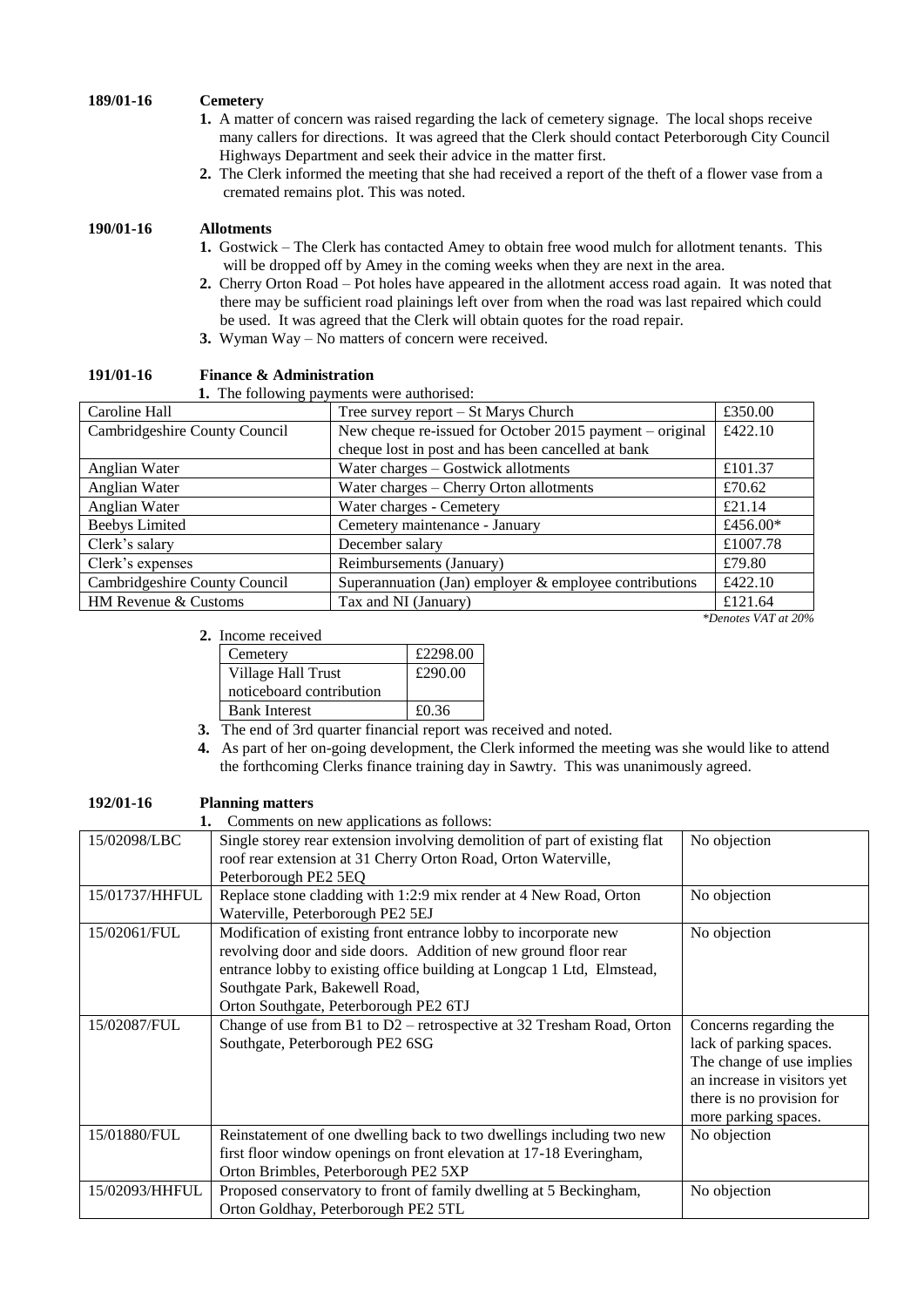**189/01-16 Cemetery**

1. A matter of concern was raised regarding the lack of cemetery signage. The local shops receive many callers for directions. It was agreed that the Clerk should contact Peterborough City Council Highways Department and seek their advice in the matter first.
2. The Clerk informed the meeting that she had received a report of the theft of a flower vase from a cremated remains plot. This was noted.

**190/01-16 Allotments**

1. Gostwick – The Clerk has contacted Amey to obtain free wood mulch for allotment tenants. This will be dropped off by Amey in the coming weeks when they are next in the area.
2. Cherry Orton Road – Pot holes have appeared in the allotment access road again. It was noted that there may be sufficient road plainings left over from when the road was last repaired which could be used. It was agreed that the Clerk will obtain quotes for the road repair.
3. Wyman Way – No matters of concern were received.

**191/01-16 Finance & Administration**

1. The following payments were authorised:

| | | |
|---|---|---|
| Caroline Hall | Tree survey report – St Marys Church | £350.00 |
| Cambridgeshire County Council | New cheque re-issued for October 2015 payment – original cheque lost in post and has been cancelled at bank | £422.10 |
| Anglian Water | Water charges – Gostwick allotments | £101.37 |
| Anglian Water | Water charges – Cherry Orton allotments | £70.62 |
| Anglian Water | Water charges - Cemetery | £21.14 |
| Beebys Limited | Cemetery maintenance - January | £456.00* |
| Clerk's salary | December salary | £1007.78 |
| Clerk's expenses | Reimbursements (January) | £79.80 |
| Cambridgeshire County Council | Superannuation (Jan) employer & employee contributions | £422.10 |
| HM Revenue & Customs | Tax and NI (January) | £121.64 |

*\*Denotes VAT at 20%*

2. Income received

| | |
|---|---|
| Cemetery | £2298.00 |
| Village Hall Trust noticeboard contribution | £290.00 |
| Bank Interest | £0.36 |

3. The end of 3rd quarter financial report was received and noted.
4. As part of her on-going development, the Clerk informed the meeting was she would like to attend the forthcoming Clerks finance training day in Sawtry. This was unanimously agreed.

**192/01-16 Planning matters**

1. Comments on new applications as follows:

| | | |
|---|---|---|
| 15/02098/LBC | Single storey rear extension involving demolition of part of existing flat roof rear extension at 31 Cherry Orton Road, Orton Waterville, Peterborough PE2 5EQ | No objection |
| 15/01737/HHFUL | Replace stone cladding with 1:2:9 mix render at 4 New Road, Orton Waterville, Peterborough PE2 5EJ | No objection |
| 15/02061/FUL | Modification of existing front entrance lobby to incorporate new revolving door and side doors. Addition of new ground floor rear entrance lobby to existing office building at Longcap 1 Ltd, Elmstead, Southgate Park, Bakewell Road, Orton Southgate, Peterborough PE2 6TJ | No objection |
| 15/02087/FUL | Change of use from B1 to D2 – retrospective at 32 Tresham Road, Orton Southgate, Peterborough PE2 6SG | Concerns regarding the lack of parking spaces. The change of use implies an increase in visitors yet there is no provision for more parking spaces. |
| 15/01880/FUL | Reinstatement of one dwelling back to two dwellings including two new first floor window openings on front elevation at 17-18 Everingham, Orton Brimbles, Peterborough PE2 5XP | No objection |
| 15/02093/HHFUL | Proposed conservatory to front of family dwelling at 5 Beckingham, Orton Goldhay, Peterborough PE2 5TL | No objection |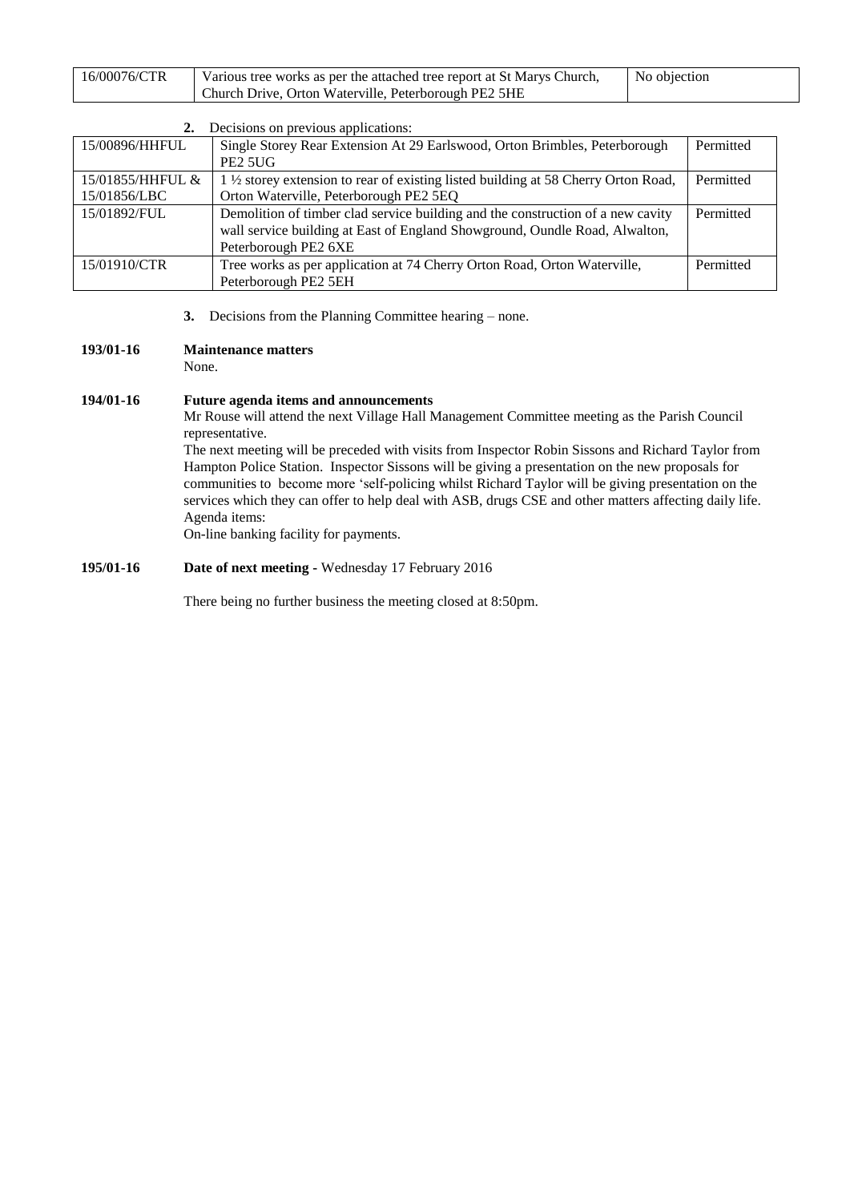| | | |
|---|---|---|
| 16/00076/CTR | Various tree works as per the attached tree report at St Marys Church, Church Drive, Orton Waterville, Peterborough PE2 5HE | No objection |

**2.** Decisions on previous applications:

| | | |
|---|---|---|
| 15/00896/HHFUL | Single Storey Rear Extension At 29 Earlswood, Orton Brimbles, Peterborough PE2 5UG | Permitted |
| 15/01855/HHFUL & 15/01856/LBC | 1 ½ storey extension to rear of existing listed building at 58 Cherry Orton Road, Orton Waterville, Peterborough PE2 5EQ | Permitted |
| 15/01892/FUL | Demolition of timber clad service building and the construction of a new cavity wall service building at East of England Showground, Oundle Road, Alwalton, Peterborough PE2 6XE | Permitted |
| 15/01910/CTR | Tree works as per application at 74 Cherry Orton Road, Orton Waterville, Peterborough PE2 5EH | Permitted |

**3.** Decisions from the Planning Committee hearing – none.

**193/01-16 Maintenance matters**

None.

**194/01-16 Future agenda items and announcements**

Mr Rouse will attend the next Village Hall Management Committee meeting as the Parish Council representative.

The next meeting will be preceded with visits from Inspector Robin Sissons and Richard Taylor from Hampton Police Station. Inspector Sissons will be giving a presentation on the new proposals for communities to become more 'self-policing whilst Richard Taylor will be giving presentation on the services which they can offer to help deal with ASB, drugs CSE and other matters affecting daily life.

Agenda items:

On-line banking facility for payments.

**195/01-16 Date of next meeting -** Wednesday 17 February 2016

There being no further business the meeting closed at 8:50pm.